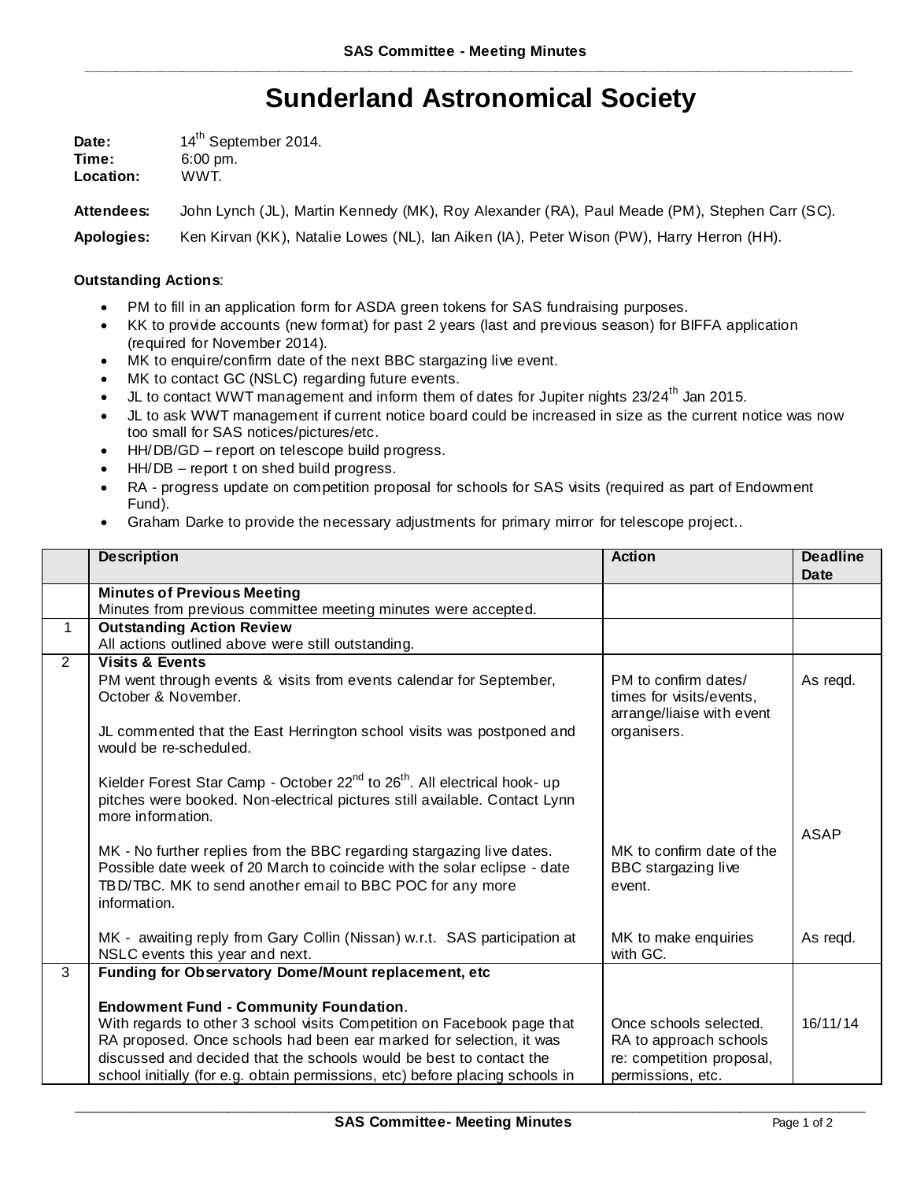# Sunderland Astronomical Society

**Date:** 14th September 2014.
**Time:** 6:00 pm.
**Location:** WWT.

**Attendees:** John Lynch (JL), Martin Kennedy (MK), Roy Alexander (RA), Paul Meade (PM), Stephen Carr (SC).

**Apologies:** Ken Kirvan (KK), Natalie Lowes (NL), Ian Aiken (IA), Peter Wison (PW), Harry Herron (HH).

**Outstanding Actions**:

- PM to fill in an application form for ASDA green tokens for SAS fundraising purposes.
- KK to provide accounts (new format) for past 2 years (last and previous season) for BIFFA application (required for November 2014).
- MK to enquire/confirm date of the next BBC stargazing live event.
- MK to contact GC (NSLC) regarding future events.
- JL to contact WWT management and inform them of dates for Jupiter nights 23/24th Jan 2015.
- JL to ask WWT management if current notice board could be increased in size as the current notice was now too small for SAS notices/pictures/etc.
- HH/DB/GD – report on telescope build progress.
- HH/DB – report t on shed build progress.
- RA - progress update on competition proposal for schools for SAS visits (required as part of Endowment Fund).
- Graham Darke to provide the necessary adjustments for primary mirror for telescope project..

| | Description | Action | Deadline Date |
|---|---|---|---|
| | **Minutes of Previous Meeting**<br>Minutes from previous committee meeting minutes were accepted. | | |
| 1 | **Outstanding Action Review**<br>All actions outlined above were still outstanding. | | |
| 2 | **Visits & Events**<br>PM went through events & visits from events calendar for September, October & November.<br><br>JL commented that the East Herrington school visits was postponed and would be re-scheduled.<br><br>Kielder Forest Star Camp - October 22nd to 26th. All electrical hook- up pitches were booked. Non-electrical pictures still available. Contact Lynn more information.<br><br>MK - No further replies from the BBC regarding stargazing live dates. Possible date week of 20 March to coincide with the solar eclipse - date TBD/TBC. MK to send another email to BBC POC for any more information.<br><br>MK - awaiting reply from Gary Collin (Nissan) w.r.t. SAS participation at NSLC events this year and next. | PM to confirm dates/ times for visits/events, arrange/liaise with event organisers.<br><br>MK to confirm date of the BBC stargazing live event.<br><br>MK to make enquiries with GC. | As reqd.<br><br>ASAP<br><br>As reqd. |
| 3 | **Funding for Observatory Dome/Mount replacement, etc**<br><br>**Endowment Fund - Community Foundation**.<br>With regards to other 3 school visits Competition on Facebook page that RA proposed. Once schools had been ear marked for selection, it was discussed and decided that the schools would be best to contact the school initially (for e.g. obtain permissions, etc) before placing schools in | Once schools selected. RA to approach schools re: competition proposal, permissions, etc. | 16/11/14 |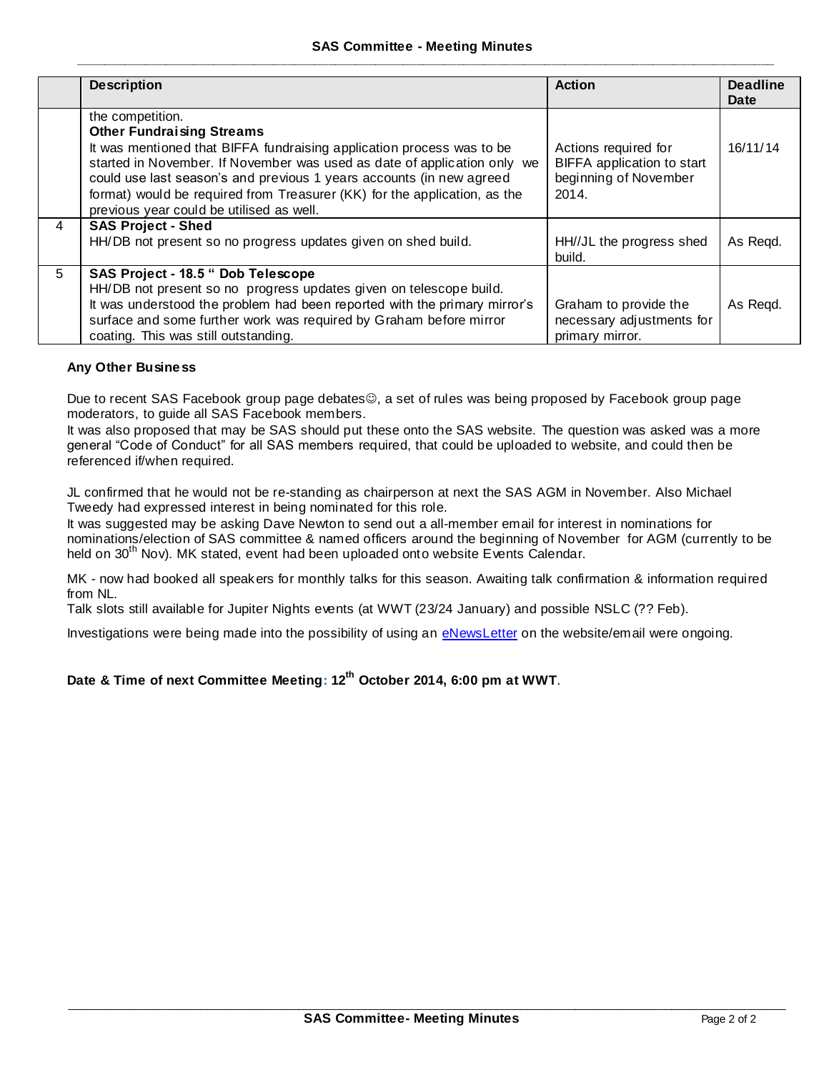| | Description | Action | Deadline Date |
|---|---|---|---|
| | the competition.<br>**Other Fundraising Streams**<br>It was mentioned that BIFFA fundraising application process was to be started in November. If November was used as date of application only we could use last season's and previous 1 years accounts (in new agreed format) would be required from Treasurer (KK) for the application, as the previous year could be utilised as well. | Actions required for BIFFA application to start beginning of November 2014. | 16/11/14 |
| 4 | **SAS Project - Shed**<br>HH/DB not present so no progress updates given on shed build. | HH//JL the progress shed build. | As Reqd. |
| 5 | **SAS Project - 18.5 " Dob Telescope**<br>HH/DB not present so no progress updates given on telescope build.<br>It was understood the problem had been reported with the primary mirror's surface and some further work was required by Graham before mirror coating. This was still outstanding. | Graham to provide the necessary adjustments for primary mirror. | As Reqd. |

**Any Other Business**

Due to recent SAS Facebook group page debates☺, a set of rules was being proposed by Facebook group page moderators, to guide all SAS Facebook members.
It was also proposed that may be SAS should put these onto the SAS website. The question was asked was a more general "Code of Conduct" for all SAS members required, that could be uploaded to website, and could then be referenced if/when required.

JL confirmed that he would not be re-standing as chairperson at next the SAS AGM in November. Also Michael Tweedy had expressed interest in being nominated for this role.
It was suggested may be asking Dave Newton to send out a all-member email for interest in nominations for nominations/election of SAS committee & named officers around the beginning of November for AGM (currently to be held on 30th Nov). MK stated, event had been uploaded onto website Events Calendar.

MK - now had booked all speakers for monthly talks for this season. Awaiting talk confirmation & information required from NL.
Talk slots still available for Jupiter Nights events (at WWT (23/24 January) and possible NSLC (?? Feb).

Investigations were being made into the possibility of using an eNewsLetter on the website/email were ongoing.

**Date & Time of next Committee Meeting: 12th October 2014, 6:00 pm at WWT**.